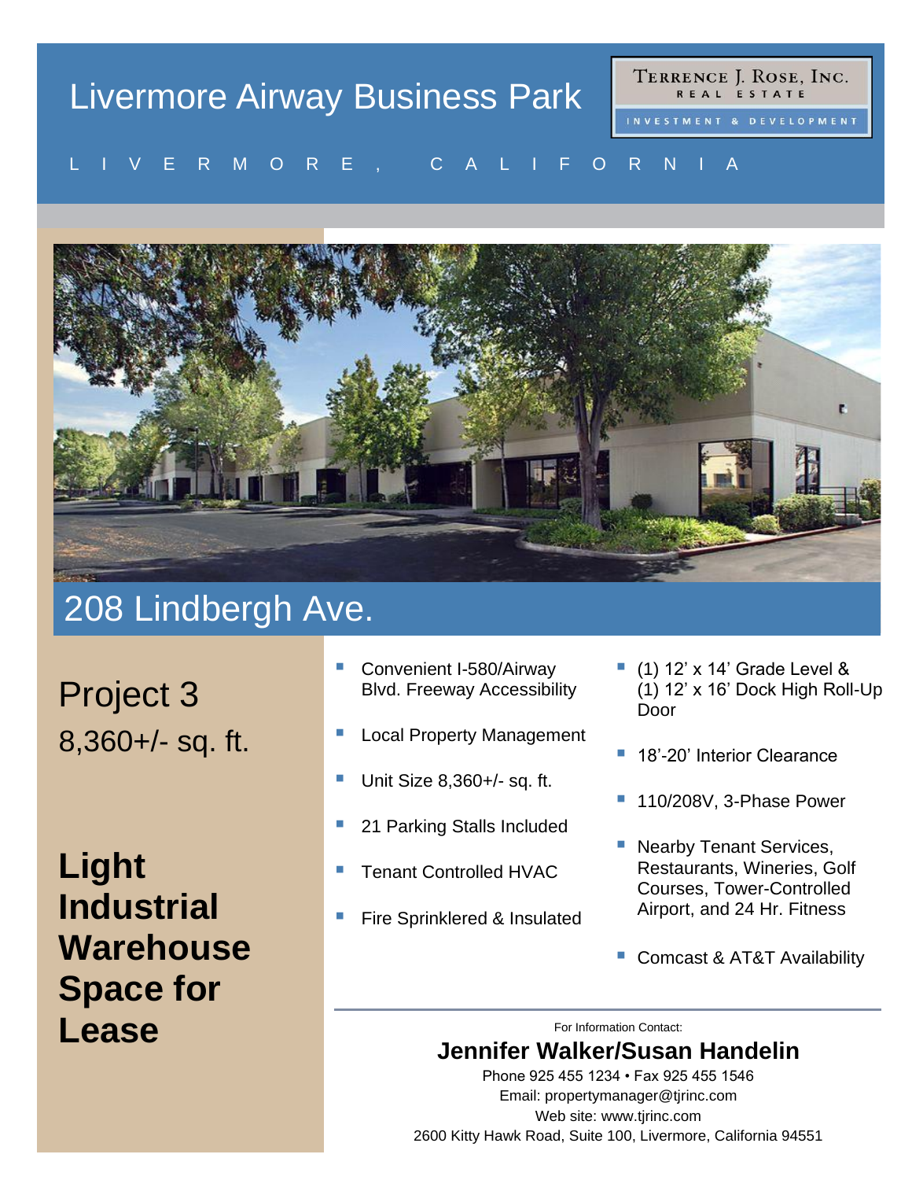# Livermore Airway Business Park

**Terrence J. Rose, Inc.**
REAL ESTATE
INVESTMENT & DEVELOPMENT

LIVERMORE, CALIFORNIA

## 208 Lindbergh Ave.

Project 3
8,360+/- sq. ft.

**Light Industrial Warehouse Space for Lease**

- Convenient I-580/Airway Blvd. Freeway Accessibility
- Local Property Management
- Unit Size 8,360+/- sq. ft.
- 21 Parking Stalls Included
- Tenant Controlled HVAC
- Fire Sprinklered & Insulated
- (1) 12' x 14' Grade Level & (1) 12' x 16' Dock High Roll-Up Door
- 18'-20' Interior Clearance
- 110/208V, 3-Phase Power
- Nearby Tenant Services, Restaurants, Wineries, Golf Courses, Tower-Controlled Airport, and 24 Hr. Fitness
- Comcast & AT&T Availability

---

For Information Contact:

**Jennifer Walker/Susan Handelin**

Phone 925 455 1234 • Fax 925 455 1546
Email: propertymanager@tjrinc.com
Web site: www.tjrinc.com
2600 Kitty Hawk Road, Suite 100, Livermore, California 94551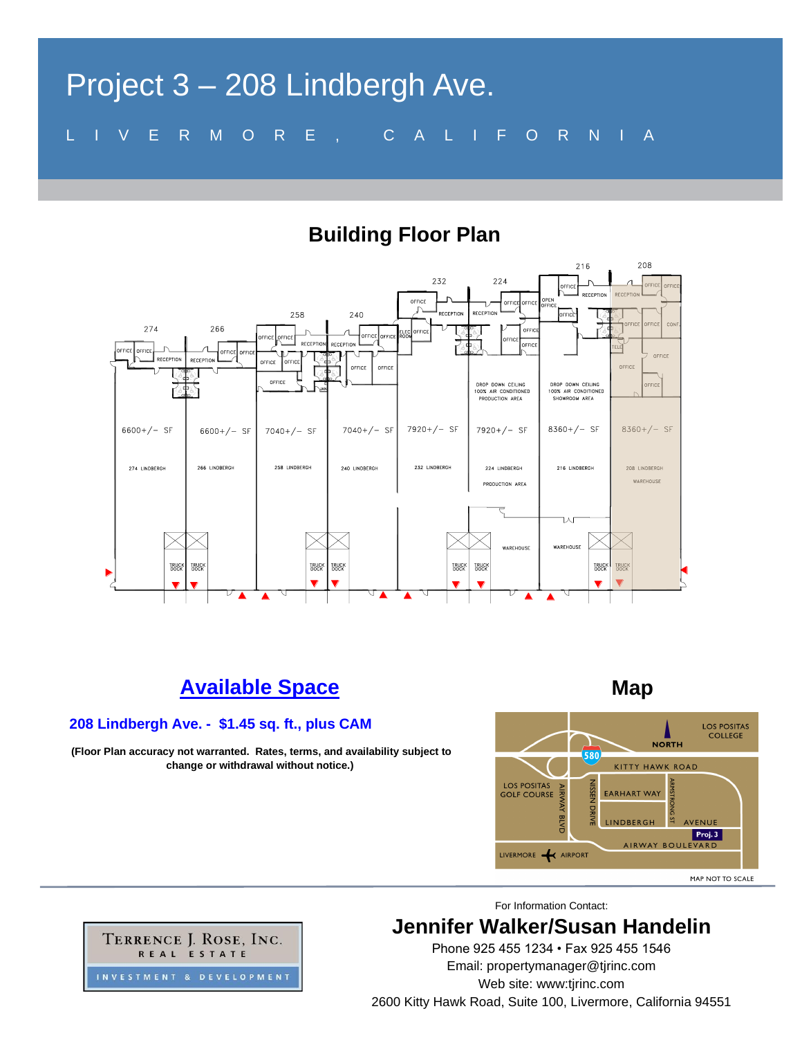# Project 3 – 208 Lindbergh Ave.

L I V E R M O R E , C A L I F O R N I A

## Building Floor Plan

274
266
258
240
232
224
216
208

6600+/– SF
274 LINDBERGH

6600+/– SF
266 LINDBERGH

7040+/– SF
258 LINDBERGH

7040+/– SF
240 LINDBERGH

7920+/– SF
232 LINDBERGH

7920+/– SF
224 LINDBERGH
PRODUCTION AREA

8360+/– SF
216 LINDBERGH

8360+/– SF
208 LINDBERGH
WAREHOUSE

DROP DOWN CEILING
100% AIR CONDITIONED
PRODUCTION AREA

DROP DOWN CEILING
100% AIR CONDITIONED
SHOWROOM AREA

OFFICE
RECEPTION
OPEN OFFICE
CONF.
TELE
ELEC ROOM
JAN
WAREHOUSE
TRUCK DOCK

## Available Space

**208 Lindbergh Ave. - $1.45 sq. ft., plus CAM**

**(Floor Plan accuracy not warranted. Rates, terms, and availability subject to change or withdrawal without notice.)**

## Map

LOS POSITAS COLLEGE
NORTH
580
KITTY HAWK ROAD
LOS POSITAS GOLF COURSE
AIRWAY BLVD
NISSEN DRIVE
EARHART WAY
ARMSTRONG ST
LINDBERGH
AVENUE
Proj. 3
AIRWAY BOULEVARD
LIVERMORE AIRPORT

MAP NOT TO SCALE

TERRENCE J. ROSE, INC.
REAL ESTATE
INVESTMENT & DEVELOPMENT

For Information Contact:

**Jennifer Walker/Susan Handelin**

Phone 925 455 1234 • Fax 925 455 1546
Email: propertymanager@tjrinc.com
Web site: www.tjrinc.com
2600 Kitty Hawk Road, Suite 100, Livermore, California 94551